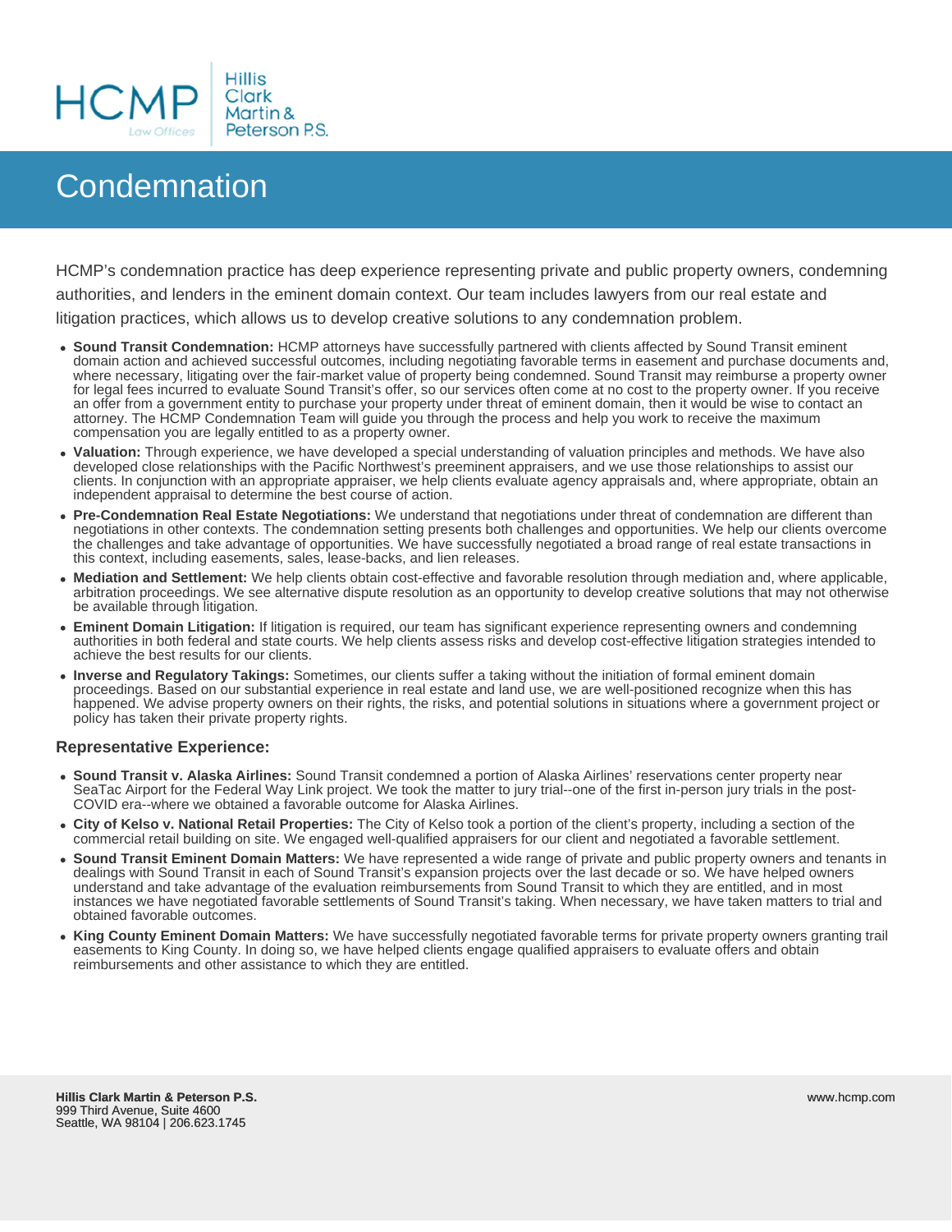HCMP Law Offices | Hillis Clark Martin & Peterson P.S.

# Condemnation

HCMP's condemnation practice has deep experience representing private and public property owners, condemning authorities, and lenders in the eminent domain context. Our team includes lawyers from our real estate and litigation practices, which allows us to develop creative solutions to any condemnation problem.

- **Sound Transit Condemnation:** HCMP attorneys have successfully partnered with clients affected by Sound Transit eminent domain action and achieved successful outcomes, including negotiating favorable terms in easement and purchase documents and, where necessary, litigating over the fair-market value of property being condemned. Sound Transit may reimburse a property owner for legal fees incurred to evaluate Sound Transit's offer, so our services often come at no cost to the property owner. If you receive an offer from a government entity to purchase your property under threat of eminent domain, then it would be wise to contact an attorney. The HCMP Condemnation Team will guide you through the process and help you work to receive the maximum compensation you are legally entitled to as a property owner.
- **Valuation:** Through experience, we have developed a special understanding of valuation principles and methods. We have also developed close relationships with the Pacific Northwest's preeminent appraisers, and we use those relationships to assist our clients. In conjunction with an appropriate appraiser, we help clients evaluate agency appraisals and, where appropriate, obtain an independent appraisal to determine the best course of action.
- **Pre-Condemnation Real Estate Negotiations:** We understand that negotiations under threat of condemnation are different than negotiations in other contexts. The condemnation setting presents both challenges and opportunities. We help our clients overcome the challenges and take advantage of opportunities. We have successfully negotiated a broad range of real estate transactions in this context, including easements, sales, lease-backs, and lien releases.
- **Mediation and Settlement:** We help clients obtain cost-effective and favorable resolution through mediation and, where applicable, arbitration proceedings. We see alternative dispute resolution as an opportunity to develop creative solutions that may not otherwise be available through litigation.
- **Eminent Domain Litigation:** If litigation is required, our team has significant experience representing owners and condemning authorities in both federal and state courts. We help clients assess risks and develop cost-effective litigation strategies intended to achieve the best results for our clients.
- **Inverse and Regulatory Takings:** Sometimes, our clients suffer a taking without the initiation of formal eminent domain proceedings. Based on our substantial experience in real estate and land use, we are well-positioned recognize when this has happened. We advise property owners on their rights, the risks, and potential solutions in situations where a government project or policy has taken their private property rights.

### Representative Experience:

- **Sound Transit v. Alaska Airlines:** Sound Transit condemned a portion of Alaska Airlines' reservations center property near SeaTac Airport for the Federal Way Link project. We took the matter to jury trial--one of the first in-person jury trials in the post-COVID era--where we obtained a favorable outcome for Alaska Airlines.
- **City of Kelso v. National Retail Properties:** The City of Kelso took a portion of the client's property, including a section of the commercial retail building on site. We engaged well-qualified appraisers for our client and negotiated a favorable settlement.
- **Sound Transit Eminent Domain Matters:** We have represented a wide range of private and public property owners and tenants in dealings with Sound Transit in each of Sound Transit's expansion projects over the last decade or so. We have helped owners understand and take advantage of the evaluation reimbursements from Sound Transit to which they are entitled, and in most instances we have negotiated favorable settlements of Sound Transit's taking. When necessary, we have taken matters to trial and obtained favorable outcomes.
- **King County Eminent Domain Matters:** We have successfully negotiated favorable terms for private property owners granting trail easements to King County. In doing so, we have helped clients engage qualified appraisers to evaluate offers and obtain reimbursements and other assistance to which they are entitled.

**Hillis Clark Martin & Peterson P.S.**
999 Third Avenue, Suite 4600
Seattle, WA 98104 | 206.623.1745

www.hcmp.com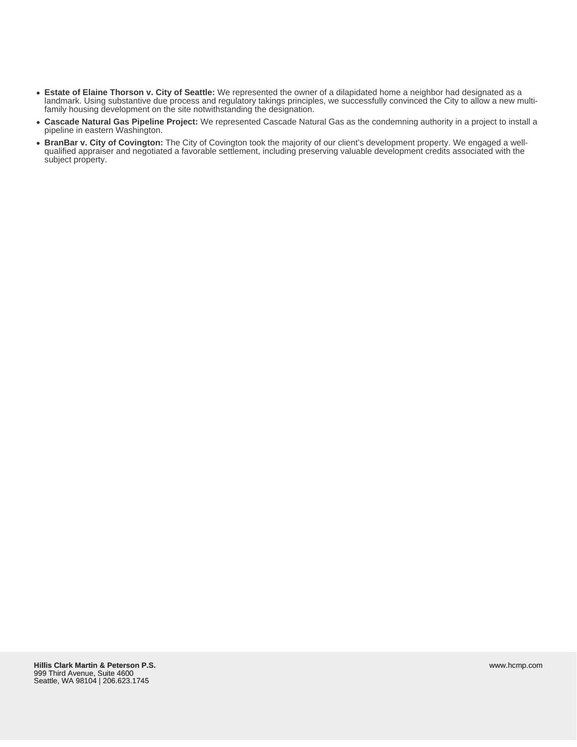- **Estate of Elaine Thorson v. City of Seattle:** We represented the owner of a dilapidated home a neighbor had designated as a landmark. Using substantive due process and regulatory takings principles, we successfully convinced the City to allow a new multi-family housing development on the site notwithstanding the designation.
- **Cascade Natural Gas Pipeline Project:** We represented Cascade Natural Gas as the condemning authority in a project to install a pipeline in eastern Washington.
- **BranBar v. City of Covington:** The City of Covington took the majority of our client's development property. We engaged a well-qualified appraiser and negotiated a favorable settlement, including preserving valuable development credits associated with the subject property.